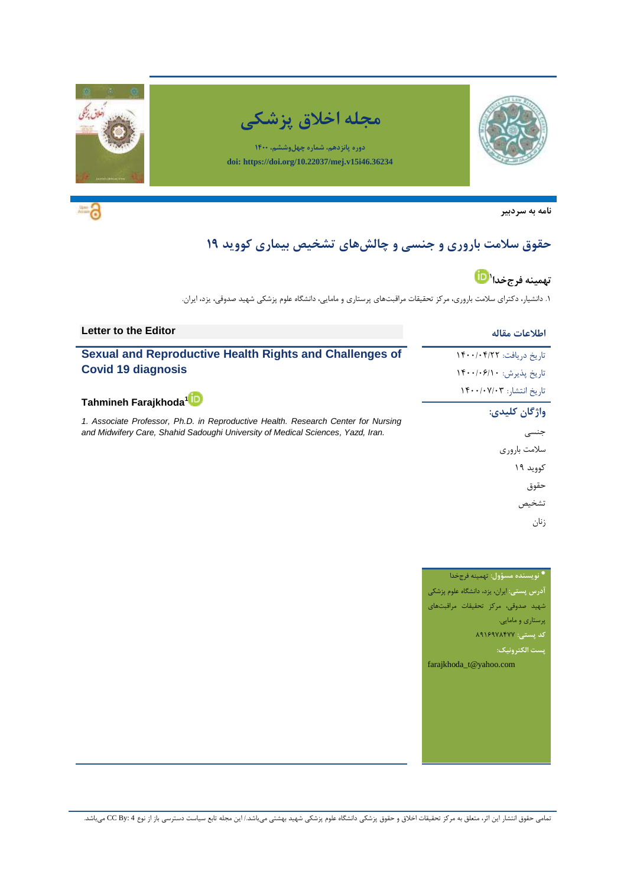# مجله اخلاق پزشکی

دوره پانزدهم، شماره چهل‌وششم، ۱۴۰۰

doi: https://doi.org/10.22037/mej.v15i46.36234

**نامه به سردبیر**

## حقوق سلامت باروری و جنسی و چالش‌های تشخیص بیماری کووید ۱۹

**تهمینه فرجخدا**[۱]

۱. دانشیار، دکترای سلامت باروری، مرکز تحقیقات مراقبت‌های پرستاری و مامایی، دانشگاه علوم پزشکی شهید صدوقی، یزد، ایران.

### اطلاعات مقاله

تاریخ دریافت: ۱۴۰۰/۰۴/۲۲

تاریخ پذیرش: ۱۴۰۰/۰۶/۱۰

تاریخ انتشار: ۱۴۰۰/۰۷/۰۳

**واژگان کلیدی:**

جنسی

سلامت باروری

کووید ۱۹

حقوق

تشخیص

زنان

**\* نویسنده مسؤول:** تهمینه فرجخدا

**آدرس پستی:** ایران، یزد، دانشگاه علوم پزشکی شهید صدوقی، مرکز تحقیقات مراقبت‌های پرستاری و مامایی.

**کد پستی:** ۸۹۱۶۹۷۸۴۷۷

**پست الکترونیک:**

farajkhoda_t@yahoo.com

**Letter to the Editor**

## Sexual and Reproductive Health Rights and Challenges of Covid 19 diagnosis

**Tahmineh Farajkhoda**[1]

*1. Associate Professor, Ph.D. in Reproductive Health. Research Center for Nursing and Midwifery Care, Shahid Sadoughi University of Medical Sciences, Yazd, Iran.*

تمامی حقوق انتشار این اثر، متعلق به مرکز تحقیقات اخلاق و حقوق پزشکی دانشگاه علوم پزشکی شهید بهشتی می‌باشد./ این مجله تابع سیاست دسترسی باز از نوع CC By: 4 می‌باشد.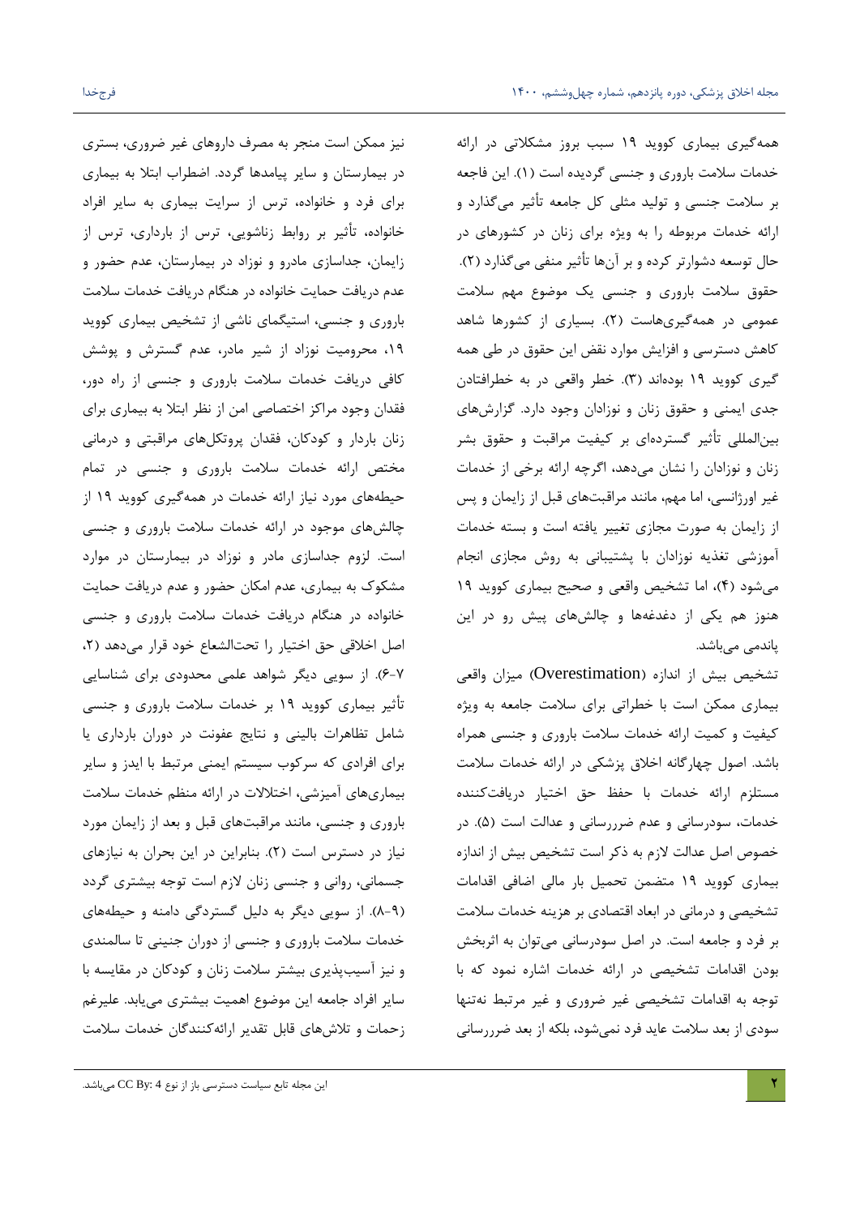همه‌گیری بیماری کووید ۱۹ سبب بروز مشکلاتی در ارائه خدمات سلامت باروری و جنسی گردیده است (۱). این فاجعه بر سلامت جنسی و تولید مثلی کل جامعه تأثیر می‌گذارد و ارائه خدمات مربوطه را به ویژه برای زنان در کشورهای در حال توسعه دشوارتر کرده و بر آن‌ها تأثیر منفی می‌گذارد (۲). حقوق سلامت باروری و جنسی یک موضوع مهم سلامت عمومی در همه‌گیری‌هاست (۲). بسیاری از کشورها شاهد کاهش دسترسی و افزایش موارد نقض این حقوق در طی همه گیری کووید ۱۹ بوده‌اند (۳). خطر واقعی در به خطرافتادن جدی ایمنی و حقوق زنان و نوزادان وجود دارد. گزارش‌های بین‌المللی تأثیر گسترده‌ای بر کیفیت مراقبت و حقوق بشر زنان و نوزادان را نشان می‌دهد، اگرچه ارائه برخی از خدمات غیر اورژانسی، اما مهم، مانند مراقبت‌های قبل از زایمان و پس از زایمان به صورت مجازی تغییر یافته است و بسته خدمات آموزشی تغذیه نوزادان با پشتیبانی به روش مجازی انجام می‌شود (۴)، اما تشخیص واقعی و صحیح بیماری کووید ۱۹ هنوز هم یکی از دغدغه‌ها و چالش‌های پیش رو در این پاندمی می‌باشد.

تشخیص بیش از اندازه (Overestimation) میزان واقعی بیماری ممکن است با خطراتی برای سلامت جامعه به ویژه کیفیت و کمیت ارائه خدمات سلامت باروری و جنسی همراه باشد. اصول چهارگانه اخلاق پزشکی در ارائه خدمات سلامت مستلزم ارائه خدمات با حفظ حق اختیار دریافت‌کننده خدمات، سودرسانی و عدم ضرررسانی و عدالت است (۵). در خصوص اصل عدالت لازم به ذکر است تشخیص بیش از اندازه بیماری کووید ۱۹ متضمن تحمیل بار مالی اضافی اقدامات تشخیصی و درمانی در ابعاد اقتصادی بر هزینه خدمات سلامت بر فرد و جامعه است. در اصل سودرسانی می‌توان به اثربخش بودن اقدامات تشخیصی در ارائه خدمات اشاره نمود که با توجه به اقدامات تشخیصی غیر ضروری و غیر مرتبط نه‌تنها سودی از بعد سلامت عاید فرد نمی‌شود، بلکه از بعد ضرررسانی نیز ممکن است منجر به مصرف داروهای غیر ضروری، بستری در بیمارستان و سایر پیامدها گردد. اضطراب ابتلا به بیماری برای فرد و خانواده، ترس از سرایت بیماری به سایر افراد خانواده، تأثیر بر روابط زناشویی، ترس از بارداری، ترس از زایمان، جداسازی مادرو و نوزاد در بیمارستان، عدم حضور و عدم دریافت حمایت خانواده در هنگام دریافت خدمات سلامت باروری و جنسی، استیگمای ناشی از تشخیص بیماری کووید ۱۹، محرومیت نوزاد از شیر مادر، عدم گسترش و پوشش کافی دریافت خدمات سلامت باروری و جنسی از راه دور، فقدان وجود مراکز اختصاصی امن از نظر ابتلا به بیماری برای زنان باردار و کودکان، فقدان پروتکل‌های مراقبتی و درمانی مختص ارائه خدمات سلامت باروری و جنسی در تمام حیطه‌های مورد نیاز ارائه خدمات در همه‌گیری کووید ۱۹ از چالش‌های موجود در ارائه خدمات سلامت باروری و جنسی است. لزوم جداسازی مادر و نوزاد در بیمارستان در موارد مشکوک به بیماری، عدم امکان حضور و عدم دریافت حمایت خانواده در هنگام دریافت خدمات سلامت باروری و جنسی اصل اخلاقی حق اختیار را تحت‌الشعاع خود قرار می‌دهد (۲، ۷-۶). از سویی دیگر شواهد علمی محدودی برای شناسایی تأثیر بیماری کووید ۱۹ بر خدمات سلامت باروری و جنسی شامل تظاهرات بالینی و نتایج عفونت در دوران بارداری یا برای افرادی که سرکوب سیستم ایمنی مرتبط با ایدز و سایر بیماری‌های آمیزشی، اختلالات در ارائه منظم خدمات سلامت باروری و جنسی، مانند مراقبت‌های قبل و بعد از زایمان مورد نیاز در دسترس است (۲). بنابراین در این بحران به نیازهای جسمانی، روانی و جنسی زنان لازم است توجه بیشتری گردد (۹-۸). از سویی دیگر به دلیل گستردگی دامنه و حیطه‌های خدمات سلامت باروری و جنسی از دوران جنینی تا سالمندی و نیز آسیب‌پذیری بیشتر سلامت زنان و کودکان در مقایسه با سایر افراد جامعه این موضوع اهمیت بیشتری می‌یابد. علیرغم زحمات و تلاش‌های قابل تقدیر ارائه‌کنندگان خدمات سلامت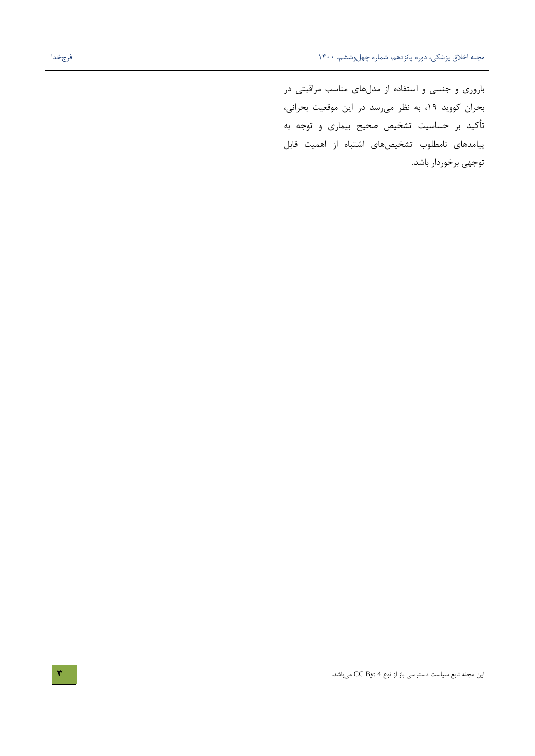باروری و جنسی و استفاده از مدل‌های مناسب مراقبتی در بحران کووید ۱۹، به نظر می‌رسد در این موقعیت بحرانی، تأکید بر حساسیت تشخیص صحیح بیماری و توجه به پیامدهای نامطلوب تشخیص‌های اشتباه از اهمیت قابل توجهی برخوردار باشد.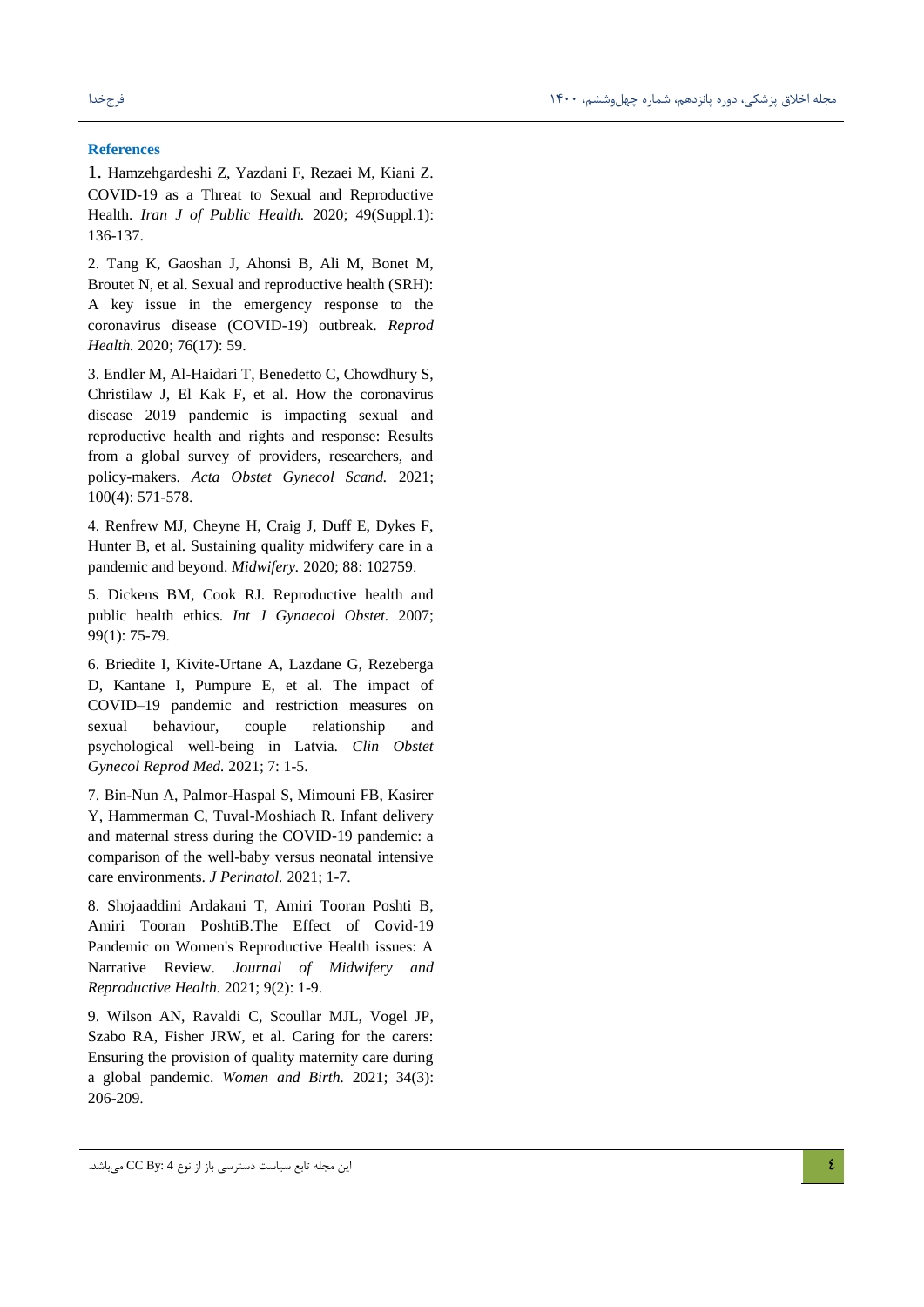## References

1. Hamzehgardeshi Z, Yazdani F, Rezaei M, Kiani Z. COVID-19 as a Threat to Sexual and Reproductive Health. *Iran J of Public Health.* 2020; 49(Suppl.1): 136-137.

2. Tang K, Gaoshan J, Ahonsi B, Ali M, Bonet M, Broutet N, et al. Sexual and reproductive health (SRH): A key issue in the emergency response to the coronavirus disease (COVID-19) outbreak. *Reprod Health.* 2020; 76(17): 59.

3. Endler M, Al-Haidari T, Benedetto C, Chowdhury S, Christilaw J, El Kak F, et al. How the coronavirus disease 2019 pandemic is impacting sexual and reproductive health and rights and response: Results from a global survey of providers, researchers, and policy-makers. *Acta Obstet Gynecol Scand.* 2021; 100(4): 571-578.

4. Renfrew MJ, Cheyne H, Craig J, Duff E, Dykes F, Hunter B, et al. Sustaining quality midwifery care in a pandemic and beyond. *Midwifery.* 2020; 88: 102759.

5. Dickens BM, Cook RJ. Reproductive health and public health ethics. *Int J Gynaecol Obstet.* 2007; 99(1): 75-79.

6. Briedite I, Kivite-Urtane A, Lazdane G, Rezeberga D, Kantane I, Pumpure E, et al. The impact of COVID–19 pandemic and restriction measures on sexual behaviour, couple relationship and psychological well-being in Latvia. *Clin Obstet Gynecol Reprod Med.* 2021; 7: 1-5.

7. Bin-Nun A, Palmor-Haspal S, Mimouni FB, Kasirer Y, Hammerman C, Tuval-Moshiach R. Infant delivery and maternal stress during the COVID-19 pandemic: a comparison of the well-baby versus neonatal intensive care environments. *J Perinatol.* 2021; 1-7.

8. Shojaaddini Ardakani T, Amiri Tooran Poshti B, Amiri Tooran PoshtiB.The Effect of Covid-19 Pandemic on Women's Reproductive Health issues: A Narrative Review. *Journal of Midwifery and Reproductive Health.* 2021; 9(2): 1-9.

9. Wilson AN, Ravaldi C, Scoullar MJL, Vogel JP, Szabo RA, Fisher JRW, et al. Caring for the carers: Ensuring the provision of quality maternity care during a global pandemic. *Women and Birth.* 2021; 34(3): 206-209.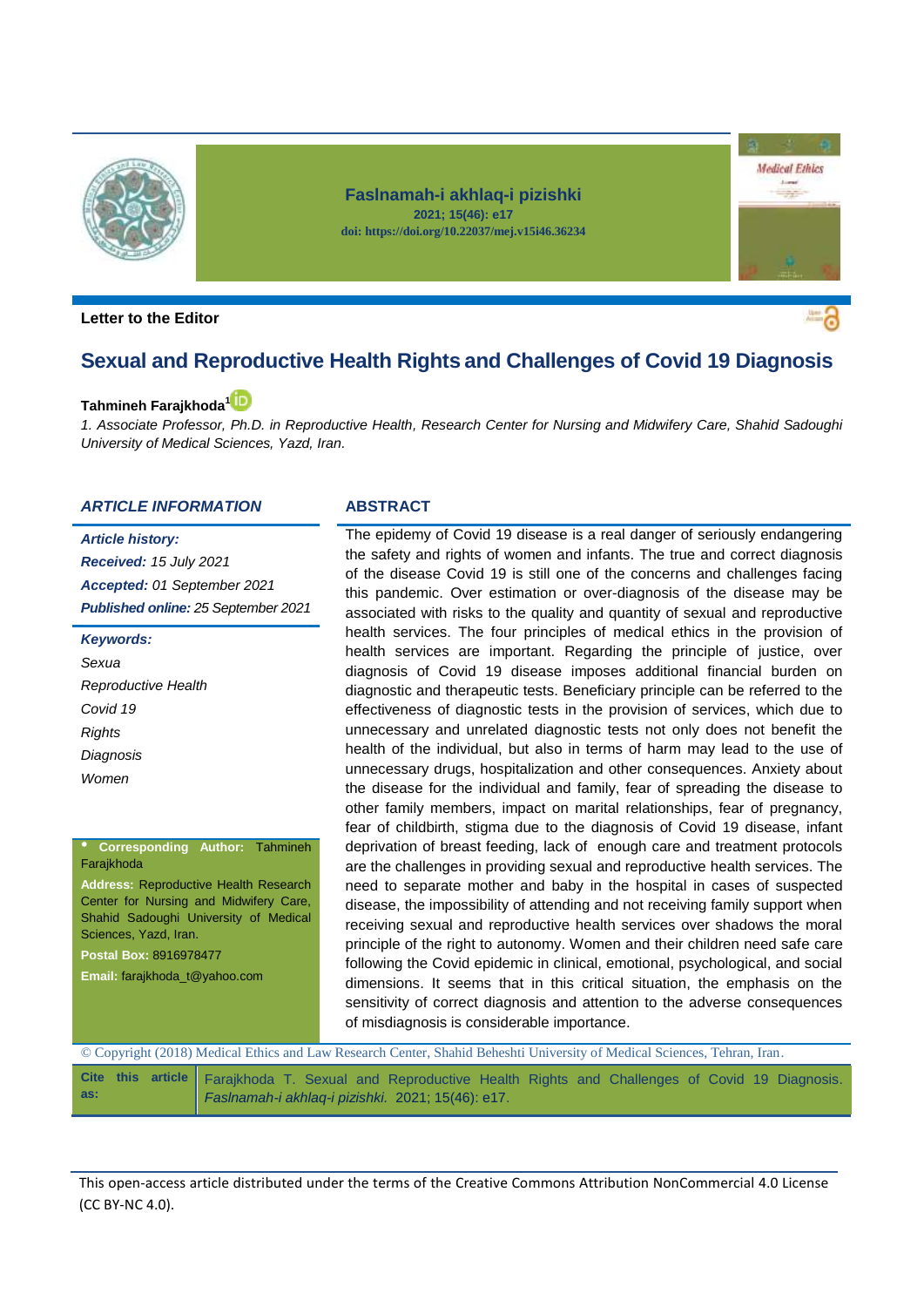Faslnamah-i akhlaq-i pizishki
2021; 15(46): e17
doi: https://doi.org/10.22037/mej.v15i46.36234

**Letter to the Editor**

# Sexual and Reproductive Health Rights and Challenges of Covid 19 Diagnosis

**Tahmineh Farajkhoda**[1]

*1. Associate Professor, Ph.D. in Reproductive Health, Research Center for Nursing and Midwifery Care, Shahid Sadoughi University of Medical Sciences, Yazd, Iran.*

## ARTICLE INFORMATION

***Article history:***

***Received:*** *15 July 2021*

***Accepted:*** *01 September 2021*

***Published online:*** *25 September 2021*

***Keywords:***

*Sexua*

*Reproductive Health*

*Covid 19*

*Rights*

*Diagnosis*

*Women*

**\* Corresponding Author:** Tahmineh Farajkhoda

**Address:** Reproductive Health Research Center for Nursing and Midwifery Care, Shahid Sadoughi University of Medical Sciences, Yazd, Iran.

**Postal Box:** 8916978477

**Email:** farajkhoda_t@yahoo.com

## ABSTRACT

The epidemy of Covid 19 disease is a real danger of seriously endangering the safety and rights of women and infants. The true and correct diagnosis of the disease Covid 19 is still one of the concerns and challenges facing this pandemic. Over estimation or over-diagnosis of the disease may be associated with risks to the quality and quantity of sexual and reproductive health services. The four principles of medical ethics in the provision of health services are important. Regarding the principle of justice, over diagnosis of Covid 19 disease imposes additional financial burden on diagnostic and therapeutic tests. Beneficiary principle can be referred to the effectiveness of diagnostic tests in the provision of services, which due to unnecessary and unrelated diagnostic tests not only does not benefit the health of the individual, but also in terms of harm may lead to the use of unnecessary drugs, hospitalization and other consequences. Anxiety about the disease for the individual and family, fear of spreading the disease to other family members, impact on marital relationships, fear of pregnancy, fear of childbirth, stigma due to the diagnosis of Covid 19 disease, infant deprivation of breast feeding, lack of enough care and treatment protocols are the challenges in providing sexual and reproductive health services. The need to separate mother and baby in the hospital in cases of suspected disease, the impossibility of attending and not receiving family support when receiving sexual and reproductive health services over shadows the moral principle of the right to autonomy. Women and their children need safe care following the Covid epidemic in clinical, emotional, psychological, and social dimensions. It seems that in this critical situation, the emphasis on the sensitivity of correct diagnosis and attention to the adverse consequences of misdiagnosis is considerable importance.

© Copyright (2018) Medical Ethics and Law Research Center, Shahid Beheshti University of Medical Sciences, Tehran, Iran.

**Cite this article as:** Farajkhoda T. Sexual and Reproductive Health Rights and Challenges of Covid 19 Diagnosis. *Faslnamah-i akhlaq-i pizishki.* 2021; 15(46): e17.

This open-access article distributed under the terms of the Creative Commons Attribution NonCommercial 4.0 License (CC BY-NC 4.0).